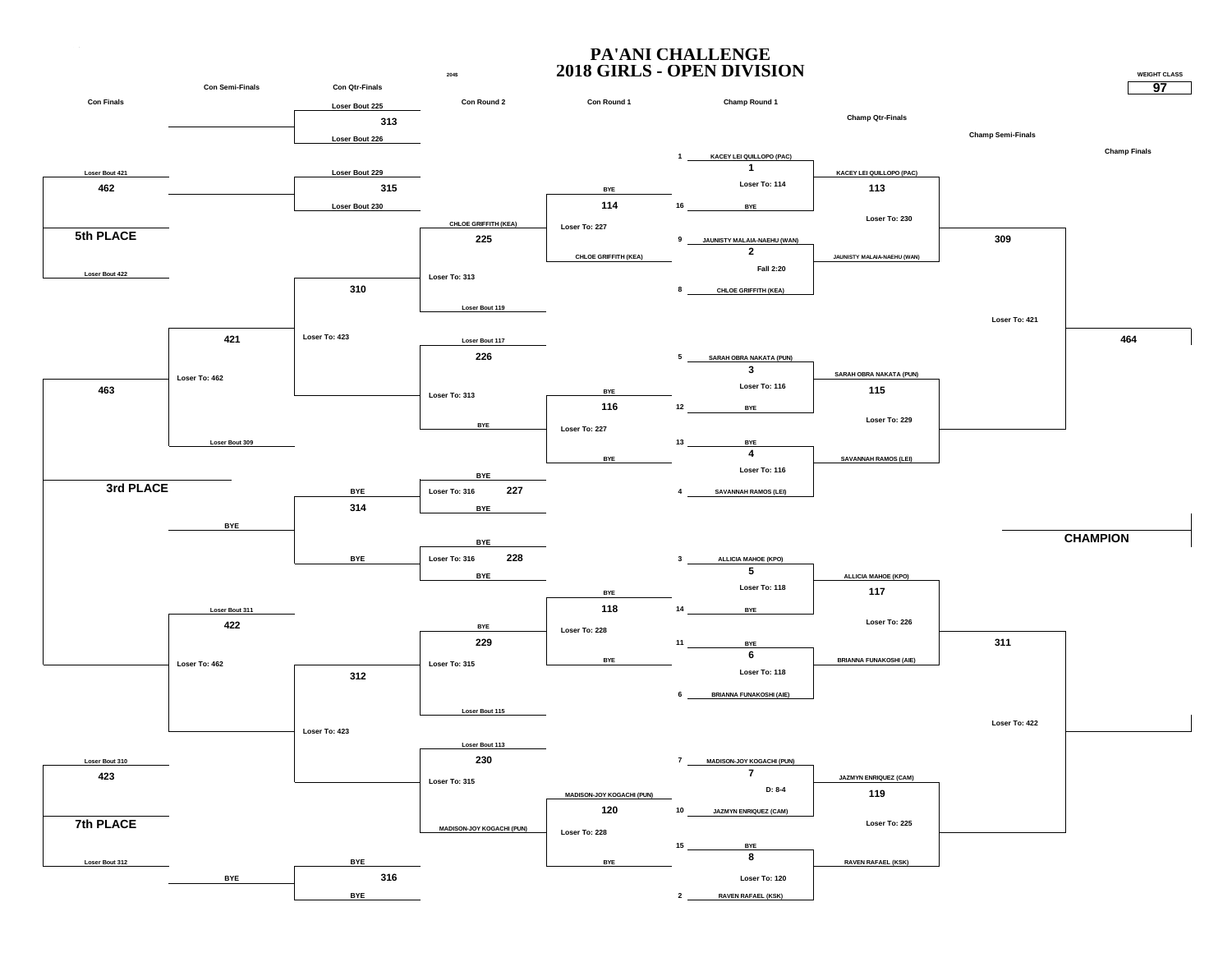# PA'ANI CHALLENGE
# 2018 GIRLS - OPEN DIVISION

2048

WEIGHT CLASS: **97**

## Champ Round 1

| Bout | Wrestler 1 | Wrestler 2 | Result |
|---|---|---|---|
| 1 | 1 KACEY LEI QUILLOPO (PAC) | 16 BYE | Loser To: 114 |
| 2 | 9 JAUNISTY MALAIA-NAEHU (WAN) | 8 CHLOE GRIFFITH (KEA) | Fall 2:20 |
| 3 | 5 SARAH OBRA NAKATA (PUN) | 12 BYE | Loser To: 116 |
| 4 | 13 BYE | 4 SAVANNAH RAMOS (LEI) | Loser To: 116 |
| 5 | 3 ALLICIA MAHOE (KPO) | 14 BYE | Loser To: 118 |
| 6 | 11 BYE | 6 BRIANNA FUNAKOSHI (AIE) | Loser To: 118 |
| 7 | 7 MADISON-JOY KOGACHI (PUN) | 10 JAZMYN ENRIQUEZ (CAM) | D: 8-4 |
| 8 | 15 BYE | 2 RAVEN RAFAEL (KSK) | Loser To: 120 |

## Champ Qtr-Finals

| Bout | Wrestler 1 | Wrestler 2 | Result |
|---|---|---|---|
| 113 | KACEY LEI QUILLOPO (PAC) | JAUNISTY MALAIA-NAEHU (WAN) | Loser To: 230 |
| 115 | SARAH OBRA NAKATA (PUN) | SAVANNAH RAMOS (LEI) | Loser To: 229 |
| 117 | ALLICIA MAHOE (KPO) | BRIANNA FUNAKOSHI (AIE) | Loser To: 226 |
| 119 | JAZMYN ENRIQUEZ (CAM) | RAVEN RAFAEL (KSK) | Loser To: 225 |

## Champ Semi-Finals

| Bout | Result |
|---|---|
| 309 | Loser To: 421 |
| 311 | Loser To: 422 |

## Champ Finals

464

**CHAMPION**

## Con Round 1

| Bout | Wrestler 1 | Wrestler 2 | Result |
|---|---|---|---|
| 114 | BYE | CHLOE GRIFFITH (KEA) | Loser To: 227 |
| 116 | BYE | BYE | Loser To: 227 |
| 118 | BYE | BYE | Loser To: 228 |
| 120 | MADISON-JOY KOGACHI (PUN) | BYE | Loser To: 228 |

## Con Round 2

| Bout | Wrestler 1 | Wrestler 2 | Result |
|---|---|---|---|
| 225 | CHLOE GRIFFITH (KEA) | Loser Bout 119 | Loser To: 313 |
| 226 | Loser Bout 117 | BYE | Loser To: 313 |
| 227 | BYE | BYE | Loser To: 316 |
| 228 | BYE | BYE | Loser To: 316 |
| 229 | BYE | Loser Bout 115 | Loser To: 315 |
| 230 | Loser Bout 113 | MADISON-JOY KOGACHI (PUN) | Loser To: 315 |

## Con Qtr-Finals

| Bout | Wrestler 1 | Wrestler 2 | Result |
|---|---|---|---|
| 313 | Loser Bout 225 | Loser Bout 226 | |
| 315 | Loser Bout 229 | Loser Bout 230 | |
| 310 | | | Loser To: 423 |
| 314 | BYE | BYE | |
| 312 | | | Loser To: 423 |
| 316 | BYE | BYE | |

## Con Semi-Finals

| Bout | Wrestler 1 | Wrestler 2 | Result |
|---|---|---|---|
| 421 | | Loser Bout 309 | Loser To: 462 |
| 422 | Loser Bout 311 | | Loser To: 462 |

BYE

BYE

## Con Finals

| Bout | Wrestler 1 | Wrestler 2 | Place |
|---|---|---|---|
| 462 | Loser Bout 421 | Loser Bout 422 | 5th PLACE |
| 463 | | | 3rd PLACE |
| 423 | Loser Bout 310 | Loser Bout 312 | 7th PLACE |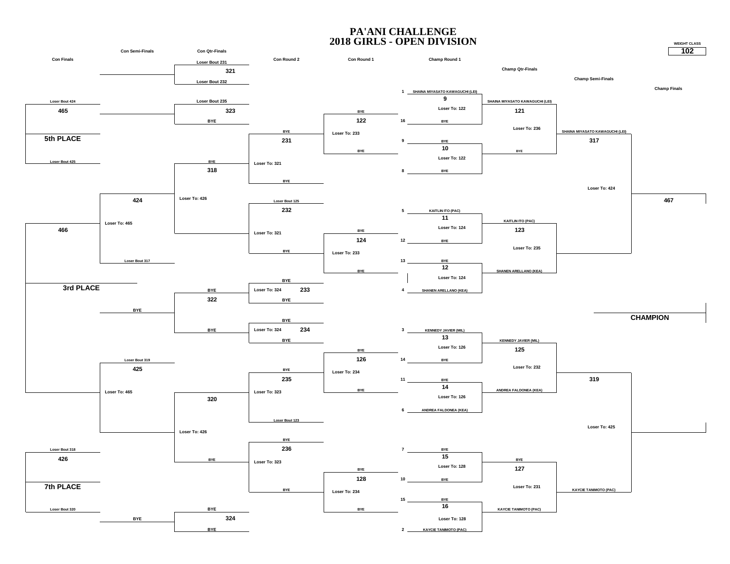# PA'ANI CHALLENGE
## 2018 GIRLS - OPEN DIVISION

**WEIGHT CLASS: 102**

### Champ Round 1

| Seed | Wrestler | Bout | Note |
|---|---|---|---|
| 1 | SHAINA MIYASATO KAWAGUCHI (LEI) | 9 | Loser To: 122 |
| 16 | BYE | | |
| 9 | BYE | 10 | Loser To: 122 |
| 8 | BYE | | |
| 5 | KAITLIN ITO (PAC) | 11 | Loser To: 124 |
| 12 | BYE | | |
| 13 | BYE | 12 | Loser To: 124 |
| 4 | SHANEN ARELLANO (KEA) | | |
| 3 | KENNEDY JAVIER (MIL) | 13 | Loser To: 126 |
| 14 | BYE | | |
| 11 | BYE | 14 | Loser To: 126 |
| 6 | ANDREA FALDONEA (KEA) | | |
| 7 | BYE | 15 | Loser To: 128 |
| 10 | BYE | | |
| 15 | BYE | 16 | Loser To: 128 |
| 2 | KAYCIE TANIMOTO (PAC) | | |

### Champ Qtr-Finals

| Bout | Wrestlers | Note |
|---|---|---|
| 121 | SHAINA MIYASATO KAWAGUCHI (LEI) vs BYE | Loser To: 236 |
| 123 | KAITLIN ITO (PAC) vs SHANEN ARELLANO (KEA) | Loser To: 235 |
| 125 | KENNEDY JAVIER (MIL) vs ANDREA FALDONEA (KEA) | Loser To: 232 |
| 127 | BYE vs KAYCIE TANIMOTO (PAC) | Loser To: 231 |

### Champ Semi-Finals

| Bout | Wrestlers | Note |
|---|---|---|
| 317 | SHAINA MIYASATO KAWAGUCHI (LEI) vs — | Loser To: 424 |
| 319 | — vs KAYCIE TANIMOTO (PAC) | Loser To: 425 |

### Champ Finals

| Bout |
|---|
| 467 |

**CHAMPION**

### Con Round 1

| Bout | Wrestlers | Note |
|---|---|---|
| 122 | BYE vs BYE | Loser To: 233 |
| 124 | BYE vs BYE | Loser To: 233 |
| 126 | BYE vs BYE | Loser To: 234 |
| 128 | BYE vs BYE | Loser To: 234 |

### Con Round 2

| Bout | Wrestlers | Note |
|---|---|---|
| 231 | BYE vs BYE | Loser To: 321 |
| 232 | Loser Bout 125 vs BYE | Loser To: 321 |
| 233 | BYE vs BYE | Loser To: 324 |
| 234 | BYE vs BYE | Loser To: 324 |
| 235 | BYE vs Loser Bout 123 | Loser To: 323 |
| 236 | BYE vs BYE | Loser To: 323 |

### Con Qtr-Finals

| Bout | Wrestlers | Note |
|---|---|---|
| 321 | Loser Bout 231 vs Loser Bout 232 | |
| 323 | Loser Bout 235 vs BYE | |
| 318 | BYE vs — | Loser To: 426 |
| 322 | BYE vs BYE | |
| 320 | — vs BYE | Loser To: 426 |
| 324 | BYE vs BYE | |

### Con Semi-Finals

| Bout | Wrestlers | Note |
|---|---|---|
| 424 | — vs Loser Bout 317 | Loser To: 465 |
| 425 | Loser Bout 319 vs — | Loser To: 465 |

### Con Finals

| Bout | Wrestlers | Place |
|---|---|---|
| 465 | Loser Bout 424 vs Loser Bout 425 | 5th PLACE |
| 466 | — | 3rd PLACE |
| 426 | Loser Bout 318 vs Loser Bout 320 | 7th PLACE |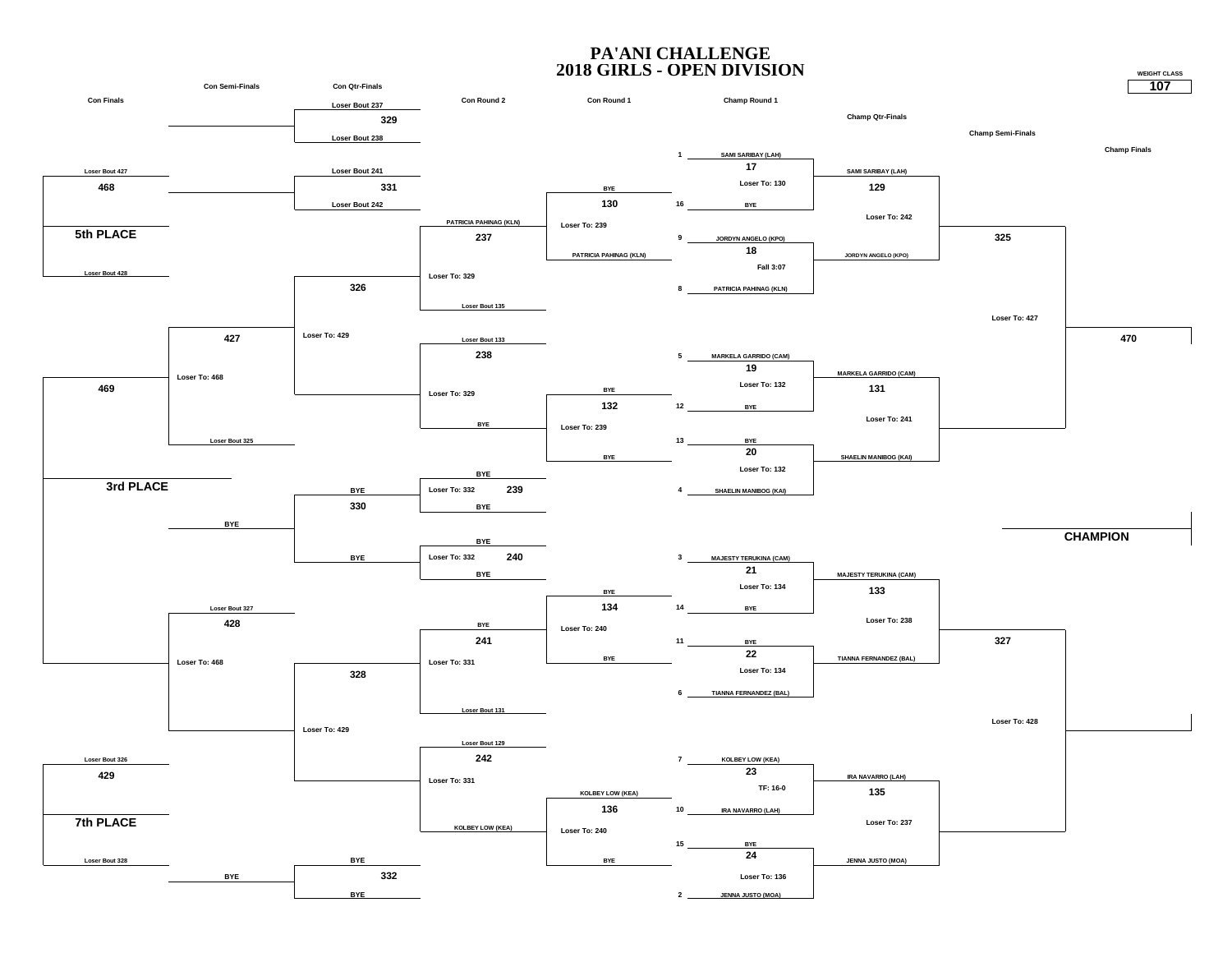# PA'ANI CHALLENGE
# 2018 GIRLS - OPEN DIVISION

**WEIGHT CLASS:** 107

## Champ Round 1

| Bout | Seed | Wrestler | Result |
|---|---|---|---|
| 17 | 1 | SAMI SARIBAY (LAH) | Loser To: 130 |
| | 16 | BYE | |
| 18 | 9 | JORDYN ANGELO (KPO) | Fall 3:07 |
| | 8 | PATRICIA PAHINAG (KLN) | |
| 19 | 5 | MARKELA GARRIDO (CAM) | Loser To: 132 |
| | 12 | BYE | |
| 20 | 13 | BYE | Loser To: 132 |
| | 4 | SHAELIN MANIBOG (KAI) | |
| 21 | 3 | MAJESTY TERUKINA (CAM) | Loser To: 134 |
| | 14 | BYE | |
| 22 | 11 | BYE | Loser To: 134 |
| | 6 | TIANNA FERNANDEZ (BAL) | |
| 23 | 7 | KOLBEY LOW (KEA) | TF: 16-0 |
| | 10 | IRA NAVARRO (LAH) | |
| 24 | 15 | BYE | Loser To: 136 |
| | 2 | JENNA JUSTO (MOA) | |

## Champ Qtr-Finals

| Bout | Wrestler | Result |
|---|---|---|
| 129 | SAMI SARIBAY (LAH) | Loser To: 242 |
| | JORDYN ANGELO (KPO) | |
| 131 | MARKELA GARRIDO (CAM) | Loser To: 241 |
| | SHAELIN MANIBOG (KAI) | |
| 133 | MAJESTY TERUKINA (CAM) | Loser To: 238 |
| | TIANNA FERNANDEZ (BAL) | |
| 135 | IRA NAVARRO (LAH) | Loser To: 237 |
| | JENNA JUSTO (MOA) | |

## Champ Semi-Finals

| Bout | Result |
|---|---|
| 325 | Loser To: 427 |
| 327 | Loser To: 428 |

## Champ Finals

| Bout |
|---|
| 470 |

**CHAMPION**

## Con Round 1

| Bout | Wrestler | Result |
|---|---|---|
| 130 | BYE | Loser To: 239 |
| | PATRICIA PAHINAG (KLN) | |
| 132 | BYE | Loser To: 239 |
| | BYE | |
| 134 | BYE | Loser To: 240 |
| | BYE | |
| 136 | KOLBEY LOW (KEA) | Loser To: 240 |
| | BYE | |

## Con Round 2

| Bout | Wrestler | Result |
|---|---|---|
| 237 | PATRICIA PAHINAG (KLN) | Loser To: 329 |
| | Loser Bout 135 | |
| 238 | Loser Bout 133 | Loser To: 329 |
| | BYE | |
| 239 | BYE | Loser To: 332 |
| | BYE | |
| 240 | BYE | Loser To: 332 |
| | BYE | |
| 241 | BYE | Loser To: 331 |
| | Loser Bout 131 | |
| 242 | Loser Bout 129 | Loser To: 331 |
| | KOLBEY LOW (KEA) | |

## Con Qtr-Finals

| Bout | Wrestler | Result |
|---|---|---|
| 329 | Loser Bout 237 | |
| | Loser Bout 238 | |
| 331 | Loser Bout 241 | |
| | Loser Bout 242 | |
| 326 | | Loser To: 429 |
| 330 | BYE | |
| | BYE | |
| 328 | | Loser To: 429 |
| 332 | BYE | |
| | BYE | |

## Con Semi-Finals

| Bout | Wrestler | Result |
|---|---|---|
| 427 | | Loser To: 468 |
| | Loser Bout 325 | |
| | BYE | |
| 428 | Loser Bout 327 | Loser To: 468 |
| | BYE | |

## Con Finals

| Bout | Wrestler | Place |
|---|---|---|
| 468 | Loser Bout 427 | 5th PLACE |
| | Loser Bout 428 | |
| 469 | | 3rd PLACE |
| 429 | Loser Bout 326 | 7th PLACE |
| | Loser Bout 328 | |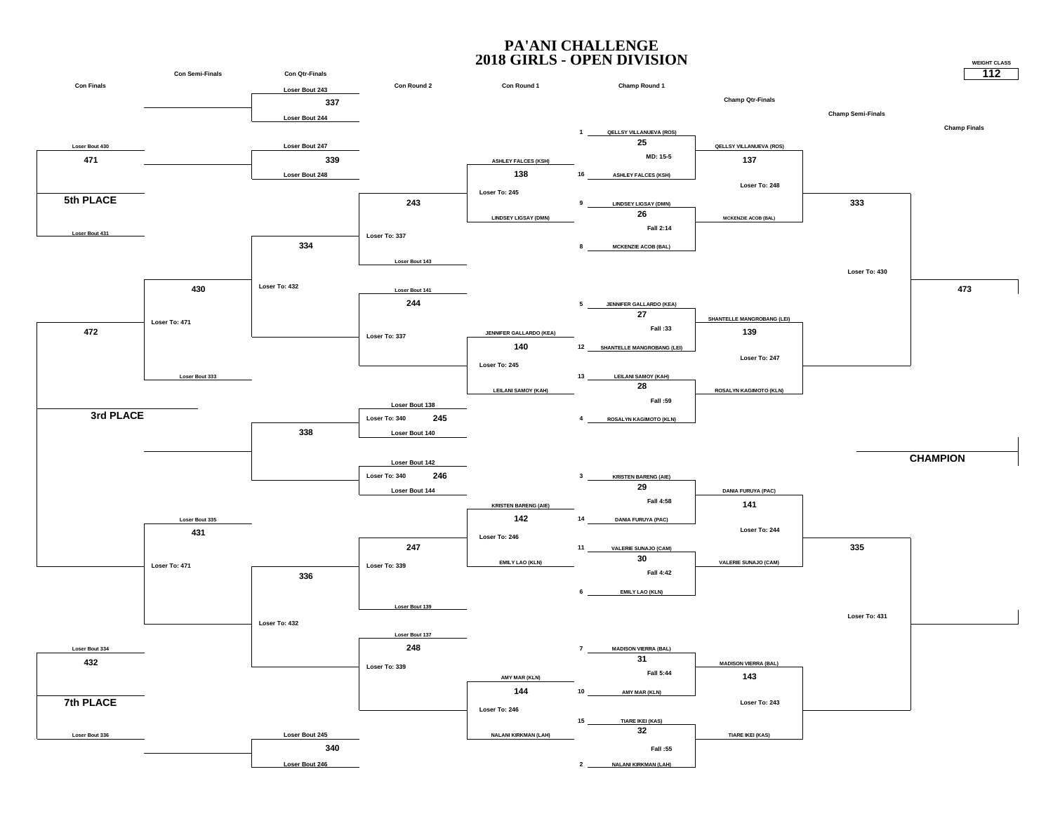# PA'ANI CHALLENGE
# 2018 GIRLS - OPEN DIVISION

**WEIGHT CLASS: 112**

## Champ Round 1

| Bout | Seed | Wrestler | Result |
|---|---|---|---|
| 25 | 1 | QELLSY VILLANUEVA (ROS) | MD: 15-5 |
| | 16 | ASHLEY FALCES (KSH) | |
| 26 | 9 | LINDSEY LIGSAY (DMN) | Fall 2:14 |
| | 8 | MCKENZIE ACOB (BAL) | |
| 27 | 5 | JENNIFER GALLARDO (KEA) | Fall :33 |
| | 12 | SHANTELLE MANGROBANG (LEI) | |
| 28 | 13 | LEILANI SAMOY (KAH) | Fall :59 |
| | 4 | ROSALYN KAGIMOTO (KLN) | |
| 29 | 3 | KRISTEN BARENG (AIE) | Fall 4:58 |
| | 14 | DANIA FURUYA (PAC) | |
| 30 | 11 | VALERIE SUNAJO (CAM) | Fall 4:42 |
| | 6 | EMILY LAO (KLN) | |
| 31 | 7 | MADISON VIERRA (BAL) | Fall 5:44 |
| | 10 | AMY MAR (KLN) | |
| 32 | 15 | TIARE IKEI (KAS) | Fall :55 |
| | 2 | NALANI KIRKMAN (LAH) | |

## Champ Qtr-Finals

| Bout | Wrestler 1 | Wrestler 2 | Loser To |
|---|---|---|---|
| 137 | QELLSY VILLANUEVA (ROS) | MCKENZIE ACOB (BAL) | 248 |
| 139 | SHANTELLE MANGROBANG (LEI) | ROSALYN KAGIMOTO (KLN) | 247 |
| 141 | DANIA FURUYA (PAC) | VALERIE SUNAJO (CAM) | 244 |
| 143 | MADISON VIERRA (BAL) | TIARE IKEI (KAS) | 243 |

## Champ Semi-Finals

| Bout | Loser To |
|---|---|
| 333 | 430 |
| 335 | 431 |

## Champ Finals

| Bout |
|---|
| 473 |

**CHAMPION**

## Con Round 1

| Bout | Wrestler 1 | Wrestler 2 | Loser To |
|---|---|---|---|
| 138 | ASHLEY FALCES (KSH) | LINDSEY LIGSAY (DMN) | 245 |
| 140 | JENNIFER GALLARDO (KEA) | LEILANI SAMOY (KAH) | 245 |
| 142 | KRISTEN BARENG (AIE) | EMILY LAO (KLN) | 246 |
| 144 | AMY MAR (KLN) | NALANI KIRKMAN (LAH) | 246 |

## Con Round 2

| Bout | From | Loser To |
|---|---|---|
| 243 | Loser Bout 143 | 337 |
| 244 | Loser Bout 141 | 337 |
| 245 | Loser Bout 138 / Loser Bout 140 | 340 |
| 246 | Loser Bout 142 / Loser Bout 144 | 340 |
| 247 | Loser Bout 139 | 339 |
| 248 | Loser Bout 137 | 339 |

## Con Qtr-Finals

| Bout | From | Loser To |
|---|---|---|
| 337 | Loser Bout 243 / Loser Bout 244 | |
| 339 | Loser Bout 247 / Loser Bout 248 | |
| 334 | | 432 |
| 338 | | |
| 336 | | 432 |
| 340 | Loser Bout 245 / Loser Bout 246 | |

## Con Semi-Finals

| Bout | From | Loser To |
|---|---|---|
| 430 | Loser Bout 333 | 471 |
| 431 | Loser Bout 335 | 471 |

## Con Finals

| Bout | From | Place |
|---|---|---|
| 471 | Loser Bout 430 / Loser Bout 431 | 5th PLACE |
| 472 | | 3rd PLACE |
| 432 | Loser Bout 334 / Loser Bout 336 | 7th PLACE |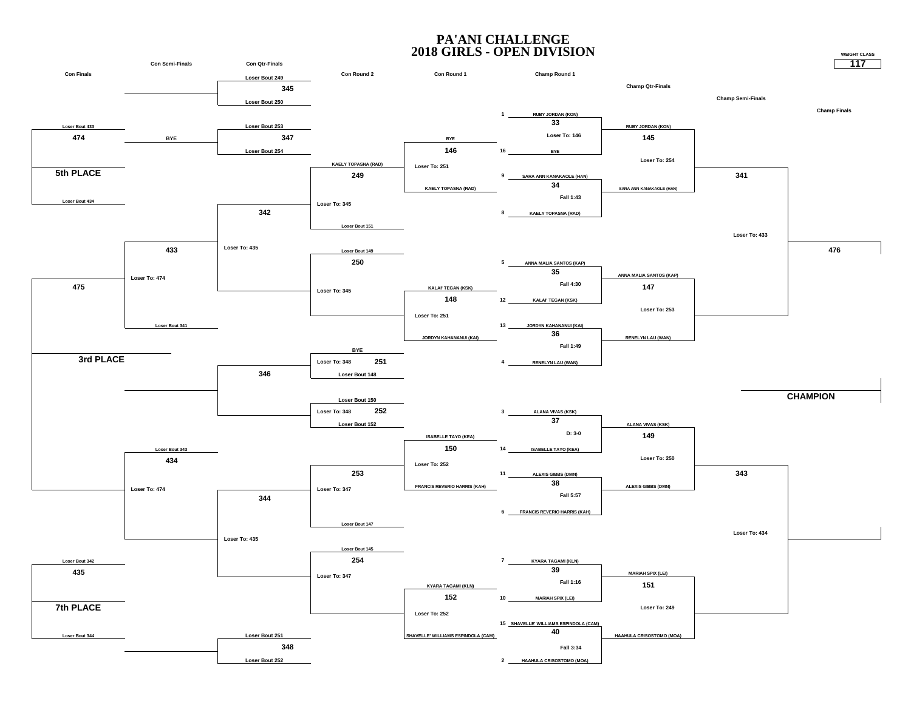# PA'ANI CHALLENGE
# 2018 GIRLS - OPEN DIVISION

**WEIGHT CLASS:** 117

## Championship Bracket

### Champ Round 1

| Bout | Seed | Wrestler | Result |
|---|---|---|---|
| 33 | 1 | RUBY JORDAN (KON) | Loser To: 146 |
| | 16 | BYE | |
| 34 | 9 | SARA ANN KANAKAOLE (HAN) | Fall 1:43 |
| | 8 | KAELY TOPASNA (RAD) | |
| 35 | 5 | ANNA MALIA SANTOS (KAP) | Fall 4:30 |
| | 12 | KALAI' TEGAN (KSK) | |
| 36 | 13 | JORDYN KAHANANUI (KAI) | Fall 1:49 |
| | 4 | RENELYN LAU (WAN) | |
| 37 | 3 | ALANA VIVAS (KSK) | D: 3-0 |
| | 14 | ISABELLE TAYO (KEA) | |
| 38 | 11 | ALEXIS GIBBS (DMN) | Fall 5:57 |
| | 6 | FRANCIS REVERIO HARRIS (KAH) | |
| 39 | 7 | KYARA TAGAMI (KLN) | Fall 1:16 |
| | 10 | MARIAH SPIX (LEI) | |
| 40 | 15 | SHAVELLE' WILLIAMS ESPINDOLA (CAM) | Fall 3:34 |
| | 2 | HAAHULA CRISOSTOMO (MOA) | |

### Champ Qtr-Finals

| Bout | Wrestler | Result |
|---|---|---|
| 145 | RUBY JORDAN (KON) | Loser To: 254 |
| | SARA ANN KANAKAOLE (HAN) | |
| 147 | ANNA MALIA SANTOS (KAP) | Loser To: 253 |
| | RENELYN LAU (WAN) | |
| 149 | ALANA VIVAS (KSK) | Loser To: 250 |
| | ALEXIS GIBBS (DMN) | |
| 151 | MARIAH SPIX (LEI) | Loser To: 249 |
| | HAAHULA CRISOSTOMO (MOA) | |

### Champ Semi-Finals

| Bout | Result |
|---|---|
| 341 | Loser To: 433 |
| 343 | Loser To: 434 |

### Champ Finals

| Bout | |
|---|---|
| 476 | CHAMPION |

## Consolation Bracket

### Con Round 1

| Bout | Wrestler | Result |
|---|---|---|
| 146 | BYE | Loser To: 251 |
| | KAELY TOPASNA (RAD) | |
| 148 | KALAI' TEGAN (KSK) | Loser To: 251 |
| | JORDYN KAHANANUI (KAI) | |
| 150 | ISABELLE TAYO (KEA) | Loser To: 252 |
| | FRANCIS REVERIO HARRIS (KAH) | |
| 152 | KYARA TAGAMI (KLN) | Loser To: 252 |
| | SHAVELLE' WILLIAMS ESPINDOLA (CAM) | |

### Con Round 2

| Bout | Wrestler | Result |
|---|---|---|
| 249 | KAELY TOPASNA (RAD) | Loser To: 345 |
| | Loser Bout 151 | |
| 250 | Loser Bout 149 | Loser To: 345 |
| 251 | BYE | Loser To: 348 |
| | Loser Bout 148 | |
| 252 | Loser Bout 150 | Loser To: 348 |
| | Loser Bout 152 | |
| 253 | | Loser To: 347 |
| | Loser Bout 147 | |
| 254 | Loser Bout 145 | Loser To: 347 |

### Con Qtr-Finals

| Bout | Wrestler | Result |
|---|---|---|
| 345 | Loser Bout 249 | |
| | Loser Bout 250 | |
| 347 | Loser Bout 253 | |
| | Loser Bout 254 | |
| 342 | | Loser To: 435 |
| 346 | | |
| 344 | | Loser To: 435 |
| 348 | Loser Bout 251 | |
| | Loser Bout 252 | |

### Con Semi-Finals

| Bout | Wrestler | Result |
|---|---|---|
| | BYE | |
| 433 | | Loser To: 474 |
| | Loser Bout 341 | |
| 434 | Loser Bout 343 | Loser To: 474 |

### Con Finals

| Bout | Wrestler | Place |
|---|---|---|
| 474 | Loser Bout 433 | 5th PLACE |
| | Loser Bout 434 | |
| 475 | | 3rd PLACE |
| 435 | Loser Bout 342 | 7th PLACE |
| | Loser Bout 344 | |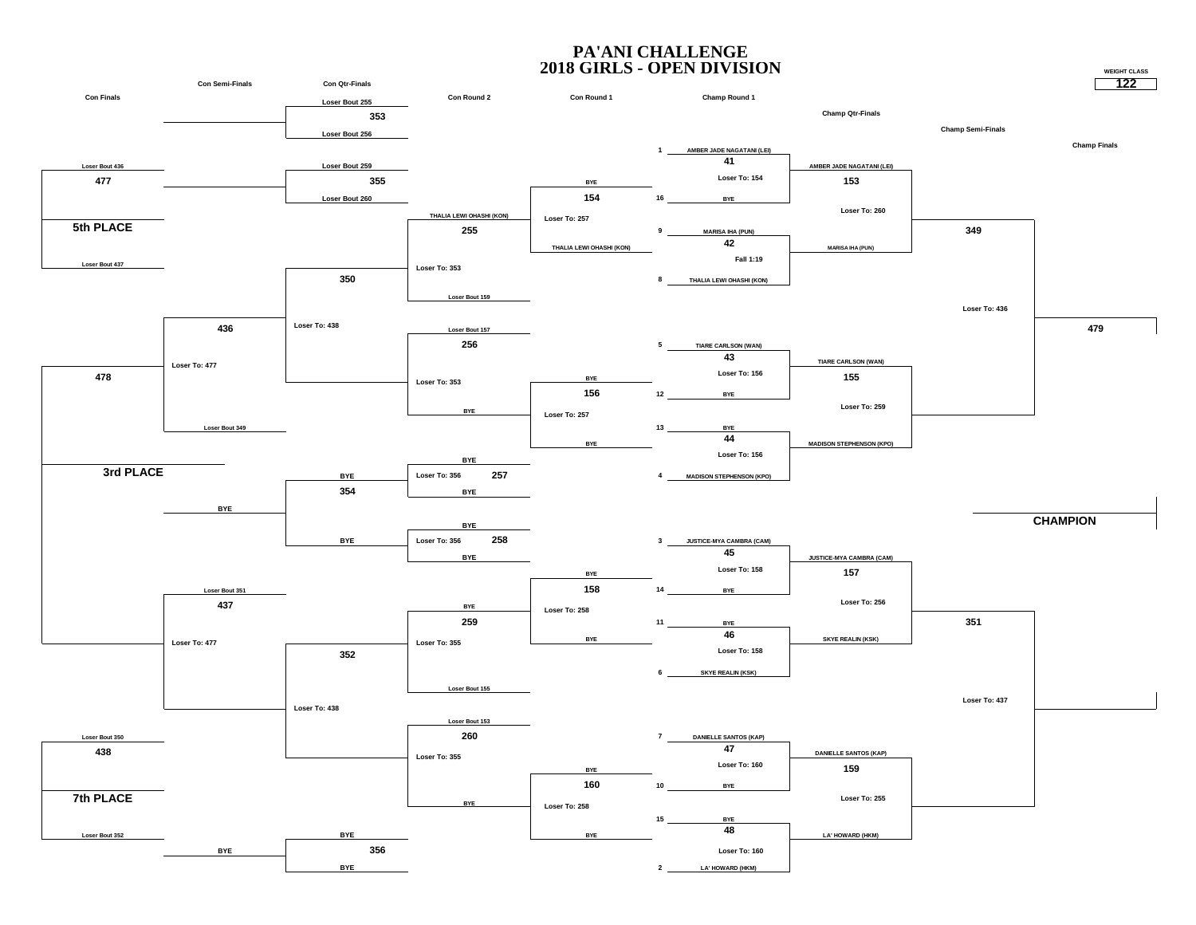# PA'ANI CHALLENGE
# 2018 GIRLS - OPEN DIVISION

WEIGHT CLASS **122**

## Championship Bracket

### Champ Round 1

| Bout | Seed | Wrestler | Result |
|---|---|---|---|
| 41 | 1 | AMBER JADE NAGATANI (LEI) | Loser To: 154 |
| | 16 | BYE | |
| 42 | 9 | MARISA IHA (PUN) | Fall 1:19 |
| | 8 | THALIA LEWI OHASHI (KON) | |
| 43 | 5 | TIARE CARLSON (WAN) | Loser To: 156 |
| | 12 | BYE | |
| 44 | 13 | BYE | Loser To: 156 |
| | 4 | MADISON STEPHENSON (KPO) | |
| 45 | 3 | JUSTICE-MYA CAMBRA (CAM) | Loser To: 158 |
| | 14 | BYE | |
| 46 | 11 | BYE | Loser To: 158 |
| | 6 | SKYE REALIN (KSK) | |
| 47 | 7 | DANIELLE SANTOS (KAP) | Loser To: 160 |
| | 10 | BYE | |
| 48 | 15 | BYE | Loser To: 160 |
| | 2 | LA' HOWARD (HKM) | |

### Champ Qtr-Finals

| Bout | Wrestler | Result |
|---|---|---|
| 153 | AMBER JADE NAGATANI (LEI) | Loser To: 260 |
| | MARISA IHA (PUN) | |
| 155 | TIARE CARLSON (WAN) | Loser To: 259 |
| | MADISON STEPHENSON (KPO) | |
| 157 | JUSTICE-MYA CAMBRA (CAM) | Loser To: 256 |
| | SKYE REALIN (KSK) | |
| 159 | DANIELLE SANTOS (KAP) | Loser To: 255 |
| | LA' HOWARD (HKM) | |

### Champ Semi-Finals

| Bout | Result |
|---|---|
| 349 | Loser To: 436 |
| 351 | Loser To: 437 |

### Champ Finals

| Bout | |
|---|---|
| 479 | CHAMPION |

## Consolation Bracket

### Con Round 1

| Bout | Wrestler | Result |
|---|---|---|
| 154 | BYE | Loser To: 257 |
| | THALIA LEWI OHASHI (KON) | |
| 156 | BYE | Loser To: 257 |
| | BYE | |
| 158 | BYE | Loser To: 258 |
| | BYE | |
| 160 | BYE | Loser To: 258 |
| | BYE | |

### Con Round 2

| Bout | Wrestler | Result |
|---|---|---|
| 255 | THALIA LEWI OHASHI (KON) | Loser To: 353 |
| | Loser Bout 159 | |
| 256 | Loser Bout 157 | Loser To: 353 |
| | BYE | |
| 257 | BYE | Loser To: 356 |
| | BYE | |
| 258 | BYE | Loser To: 356 |
| | BYE | |
| 259 | BYE | Loser To: 355 |
| | Loser Bout 155 | |
| 260 | Loser Bout 153 | Loser To: 355 |
| | BYE | |

### Con Qtr-Finals

| Bout | Wrestler | Result |
|---|---|---|
| 353 | Loser Bout 255 | |
| | Loser Bout 256 | |
| 355 | Loser Bout 259 | |
| | Loser Bout 260 | |
| 350 | | Loser To: 438 |
| 354 | BYE | |
| | BYE | |
| 352 | | Loser To: 438 |
| 356 | BYE | |
| | BYE | |

### Con Semi-Finals

| Bout | Wrestler | Result |
|---|---|---|
| 436 | | Loser To: 477 |
| | Loser Bout 349 | |
| 437 | Loser Bout 351 | Loser To: 477 |
| | BYE | |
| | BYE | |

### Con Finals

| Bout | Wrestler | Place |
|---|---|---|
| 477 | Loser Bout 436 | 5th PLACE |
| | Loser Bout 437 | |
| 478 | | 3rd PLACE |
| 438 | Loser Bout 350 | 7th PLACE |
| | Loser Bout 352 | |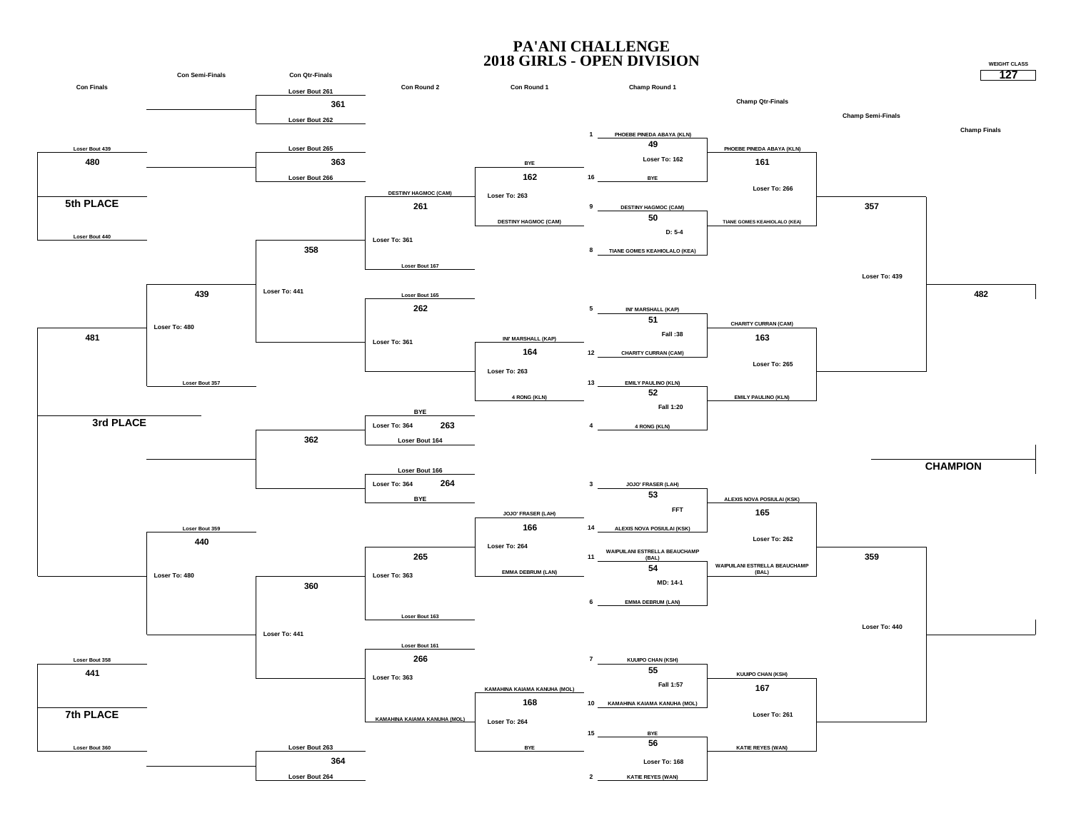# PA'ANI CHALLENGE
# 2018 GIRLS - OPEN DIVISION

**WEIGHT CLASS**
**127**

## Champ Round 1

| Seed | Wrestler | Bout | Result |
|---|---|---|---|
| 1 | PHOEBE PINEDA ABAYA (KLN) | 49 | Loser To: 162 |
| 16 | BYE | | |
| 9 | DESTINY HAGMOC (CAM) | 50 | D: 5-4 |
| 8 | TIANE GOMES KEAHIOLALO (KEA) | | |
| 5 | INI' MARSHALL (KAP) | 51 | Fall :38 |
| 12 | CHARITY CURRAN (CAM) | | |
| 13 | EMILY PAULINO (KLN) | 52 | Fall 1:20 |
| 4 | 4 RONG (KLN) | | |
| 3 | JOJO' FRASER (LAH) | 53 | FFT |
| 14 | ALEXIS NOVA POSIULAI (KSK) | | |
| 11 | WAIPUILANI ESTRELLA BEAUCHAMP (BAL) | 54 | MD: 14-1 |
| 6 | EMMA DEBRUM (LAN) | | |
| 7 | KUUIPO CHAN (KSH) | 55 | Fall 1:57 |
| 10 | KAMAHINA KAIAMA KANUHA (MOL) | | |
| 15 | BYE | 56 | Loser To: 168 |
| 2 | KATIE REYES (WAN) | | |

## Champ Qtr-Finals

| Wrestler | Bout | Note |
|---|---|---|
| PHOEBE PINEDA ABAYA (KLN) | 161 | Loser To: 266 |
| TIANE GOMES KEAHIOLALO (KEA) | | |
| CHARITY CURRAN (CAM) | 163 | Loser To: 265 |
| EMILY PAULINO (KLN) | | |
| ALEXIS NOVA POSIULAI (KSK) | 165 | Loser To: 262 |
| WAIPUILANI ESTRELLA BEAUCHAMP (BAL) | | |
| KUUIPO CHAN (KSH) | 167 | Loser To: 261 |
| KATIE REYES (WAN) | | |

## Champ Semi-Finals

- 357 — Loser To: 439
- 359 — Loser To: 440

## Champ Finals

- 482

**CHAMPION**

## Con Round 1

| Wrestler | Bout | Note |
|---|---|---|
| BYE | 162 | Loser To: 263 |
| DESTINY HAGMOC (CAM) | | |
| INI' MARSHALL (KAP) | 164 | Loser To: 263 |
| 4 RONG (KLN) | | |
| JOJO' FRASER (LAH) | 166 | Loser To: 264 |
| EMMA DEBRUM (LAN) | | |
| KAMAHINA KAIAMA KANUHA (MOL) | 168 | Loser To: 264 |
| BYE | | |

## Con Round 2

| Wrestler | Bout | Note |
|---|---|---|
| DESTINY HAGMOC (CAM) | 261 | Loser To: 361 |
| Loser Bout 167 | | |
| Loser Bout 165 | 262 | Loser To: 361 |
| BYE | 263 | Loser To: 364 |
| Loser Bout 164 | | |
| Loser Bout 166 | 264 | Loser To: 364 |
| BYE | | |
| | 265 | Loser To: 363 |
| Loser Bout 163 | | |
| Loser Bout 161 | 266 | Loser To: 363 |
| KAMAHINA KAIAMA KANUHA (MOL) | | |

## Con Qtr-Finals

| Wrestler | Bout | Note |
|---|---|---|
| Loser Bout 261 | 361 | |
| Loser Bout 262 | | |
| Loser Bout 265 | 363 | |
| Loser Bout 266 | | |
| | 358 | Loser To: 441 |
| | 362 | |
| | 360 | Loser To: 441 |
| Loser Bout 263 | 364 | |
| Loser Bout 264 | | |

## Con Semi-Finals

| Wrestler | Bout | Note |
|---|---|---|
| | 439 | Loser To: 480 |
| Loser Bout 357 | | |
| Loser Bout 359 | 440 | Loser To: 480 |

## Con Finals

| Wrestler | Bout | Place |
|---|---|---|
| Loser Bout 439 | 480 | 5th PLACE |
| Loser Bout 440 | | |
| | 481 | 3rd PLACE |
| Loser Bout 358 | 441 | 7th PLACE |
| Loser Bout 360 | | |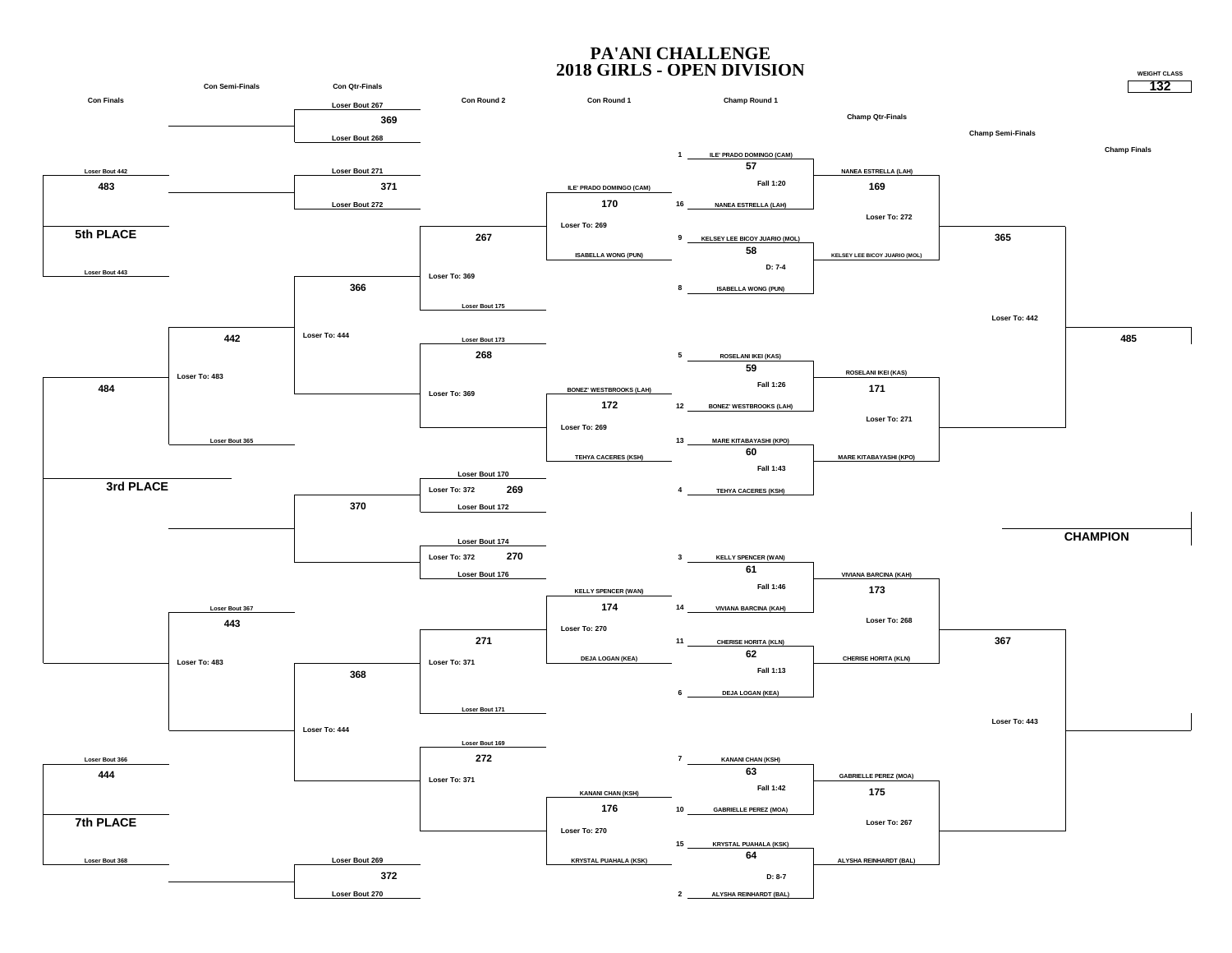# PA'ANI CHALLENGE
# 2018 GIRLS - OPEN DIVISION

WEIGHT CLASS **132**

## Championship Bracket

### Champ Round 1

| Bout | Seed | Wrestler | Result |
|---|---|---|---|
| 57 | 1 | ILE' PRADO DOMINGO (CAM) | Fall 1:20 |
| | 16 | NANEA ESTRELLA (LAH) | |
| 58 | 9 | KELSEY LEE BICOY JUARIO (MOL) | D: 7-4 |
| | 8 | ISABELLA WONG (PUN) | |
| 59 | 5 | ROSELANI IKEI (KAS) | Fall 1:26 |
| | 12 | BONEZ' WESTBROOKS (LAH) | |
| 60 | 13 | MARE KITABAYASHI (KPO) | Fall 1:43 |
| | 4 | TEHYA CACERES (KSH) | |
| 61 | 3 | KELLY SPENCER (WAN) | Fall 1:46 |
| | 14 | VIVIANA BARCINA (KAH) | |
| 62 | 11 | CHERISE HORITA (KLN) | Fall 1:13 |
| | 6 | DEJA LOGAN (KEA) | |
| 63 | 7 | KANANI CHAN (KSH) | Fall 1:42 |
| | 10 | GABRIELLE PEREZ (MOA) | |
| 64 | 15 | KRYSTAL PUAHALA (KSK) | D: 8-7 |
| | 2 | ALYSHA REINHARDT (BAL) | |

### Champ Qtr-Finals

| Bout | Wrestlers | Loser To |
|---|---|---|
| 169 | NANEA ESTRELLA (LAH) vs. KELSEY LEE BICOY JUARIO (MOL) | Loser To: 272 |
| 171 | ROSELANI IKEI (KAS) vs. MARE KITABAYASHI (KPO) | Loser To: 271 |
| 173 | VIVIANA BARCINA (KAH) vs. CHERISE HORITA (KLN) | Loser To: 268 |
| 175 | GABRIELLE PEREZ (MOA) vs. ALYSHA REINHARDT (BAL) | Loser To: 267 |

### Champ Semi-Finals

| Bout | Loser To |
|---|---|
| 365 | Loser To: 442 |
| 367 | Loser To: 443 |

### Champ Finals

| Bout |
|---|
| 485 |

**CHAMPION**

## Consolation Bracket

### Con Round 1

| Bout | Wrestlers | Loser To |
|---|---|---|
| 170 | ILE' PRADO DOMINGO (CAM) vs. ISABELLA WONG (PUN) | Loser To: 269 |
| 172 | BONEZ' WESTBROOKS (LAH) vs. TEHYA CACERES (KSH) | Loser To: 269 |
| 174 | KELLY SPENCER (WAN) vs. DEJA LOGAN (KEA) | Loser To: 270 |
| 176 | KANANI CHAN (KSH) vs. KRYSTAL PUAHALA (KSK) | Loser To: 270 |

### Con Round 2

| Bout | Entries | Loser To |
|---|---|---|
| 267 | Loser Bout 175 | Loser To: 369 |
| 268 | Loser Bout 173 | Loser To: 369 |
| 269 | Loser Bout 170 vs. Loser Bout 172 | Loser To: 372 |
| 270 | Loser Bout 174 vs. Loser Bout 176 | Loser To: 372 |
| 271 | Loser Bout 171 | Loser To: 371 |
| 272 | Loser Bout 169 | Loser To: 371 |

### Con Qtr-Finals

| Bout | Entries | Loser To |
|---|---|---|
| 369 | Loser Bout 267 vs. Loser Bout 268 | |
| 371 | Loser Bout 271 vs. Loser Bout 272 | |
| 366 | | Loser To: 444 |
| 370 | | |
| 368 | | Loser To: 444 |
| 372 | Loser Bout 269 vs. Loser Bout 270 | |

### Con Semi-Finals

| Bout | Entries | Loser To |
|---|---|---|
| 442 | Loser Bout 365 | Loser To: 483 |
| 443 | Loser Bout 367 | Loser To: 483 |

### Con Finals

| Bout | Entries | Place |
|---|---|---|
| 483 | Loser Bout 442 vs. Loser Bout 443 | 5th PLACE |
| 484 | | 3rd PLACE |
| 444 | Loser Bout 366 vs. Loser Bout 368 | 7th PLACE |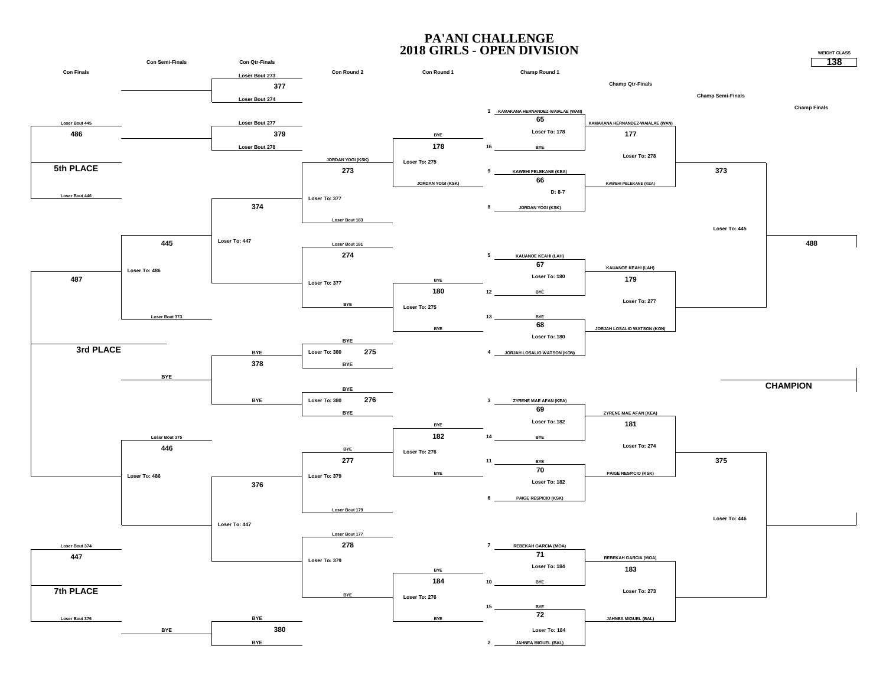# PA'ANI CHALLENGE
# 2018 GIRLS - OPEN DIVISION

WEIGHT CLASS **138**

## Championship Bracket

### Champ Round 1

| Bout | Seed | Wrestler | Result |
|---|---|---|---|
| 65 | 1 | KAMAKANA HERNANDEZ-WAIALAE (WAN) | |
| | 16 | BYE | Loser To: 178 |
| 66 | 9 | KAWEHI PELEKANE (KEA) | D: 8-7 |
| | 8 | JORDAN YOGI (KSK) | |
| 67 | 5 | KAUANOE KEAHI (LAH) | Loser To: 180 |
| | 12 | BYE | |
| 68 | 13 | BYE | Loser To: 180 |
| | 4 | JORJAH LOSALIO WATSON (KON) | |
| 69 | 3 | ZYRENE MAE AFAN (KEA) | Loser To: 182 |
| | 14 | BYE | |
| 70 | 11 | BYE | Loser To: 182 |
| | 6 | PAIGE RESPICIO (KSK) | |
| 71 | 7 | REBEKAH GARCIA (MOA) | Loser To: 184 |
| | 10 | BYE | |
| 72 | 15 | BYE | Loser To: 184 |
| | 2 | JAHNEA MIGUEL (BAL) | |

### Champ Qtr-Finals

| Bout | Wrestler | Result |
|---|---|---|
| 177 | KAMAKANA HERNANDEZ-WAIALAE (WAN) | Loser To: 278 |
| | KAWEHI PELEKANE (KEA) | |
| 179 | KAUANOE KEAHI (LAH) | Loser To: 277 |
| | JORJAH LOSALIO WATSON (KON) | |
| 181 | ZYRENE MAE AFAN (KEA) | Loser To: 274 |
| | PAIGE RESPICIO (KSK) | |
| 183 | REBEKAH GARCIA (MOA) | Loser To: 273 |
| | JAHNEA MIGUEL (BAL) | |

### Champ Semi-Finals

| Bout | Result |
|---|---|
| 373 | Loser To: 445 |
| 375 | Loser To: 446 |

### Champ Finals

| Bout |
|---|
| 488 |

**CHAMPION**

## Consolation Bracket

### Con Round 1

| Bout | Wrestler | Result |
|---|---|---|
| 178 | BYE | Loser To: 275 |
| | JORDAN YOGI (KSK) | |
| 180 | BYE | Loser To: 275 |
| | BYE | |
| 182 | BYE | Loser To: 276 |
| | BYE | |
| 184 | BYE | Loser To: 276 |
| | BYE | |

### Con Round 2

| Bout | Wrestler | Result |
|---|---|---|
| 273 | JORDAN YOGI (KSK) | Loser To: 377 |
| | Loser Bout 183 | |
| 274 | Loser Bout 181 | Loser To: 377 |
| | BYE | |
| 275 | BYE | Loser To: 380 |
| | BYE | |
| 276 | BYE | Loser To: 380 |
| | BYE | |
| 277 | BYE | Loser To: 379 |
| | Loser Bout 179 | |
| 278 | Loser Bout 177 | Loser To: 379 |
| | BYE | |

### Con Qtr-Finals

| Bout | Wrestler | Result |
|---|---|---|
| 377 | Loser Bout 273 | |
| | Loser Bout 274 | |
| 379 | Loser Bout 277 | |
| | Loser Bout 278 | |
| 374 | | Loser To: 447 |
| 378 | BYE | |
| | BYE | |
| 376 | | Loser To: 447 |
| 380 | BYE | |
| | BYE | |

### Con Semi-Finals

| Bout | Wrestler | Result |
|---|---|---|
| 445 | | Loser To: 486 |
| | Loser Bout 373 | |
| 446 | Loser Bout 375 | Loser To: 486 |
| | BYE | |
| | BYE | |

### Con Finals

| Bout | Wrestler | Placement |
|---|---|---|
| 486 | Loser Bout 445 | 5th PLACE |
| | Loser Bout 446 | |
| 487 | | 3rd PLACE |
| 447 | Loser Bout 374 | 7th PLACE |
| | Loser Bout 376 | |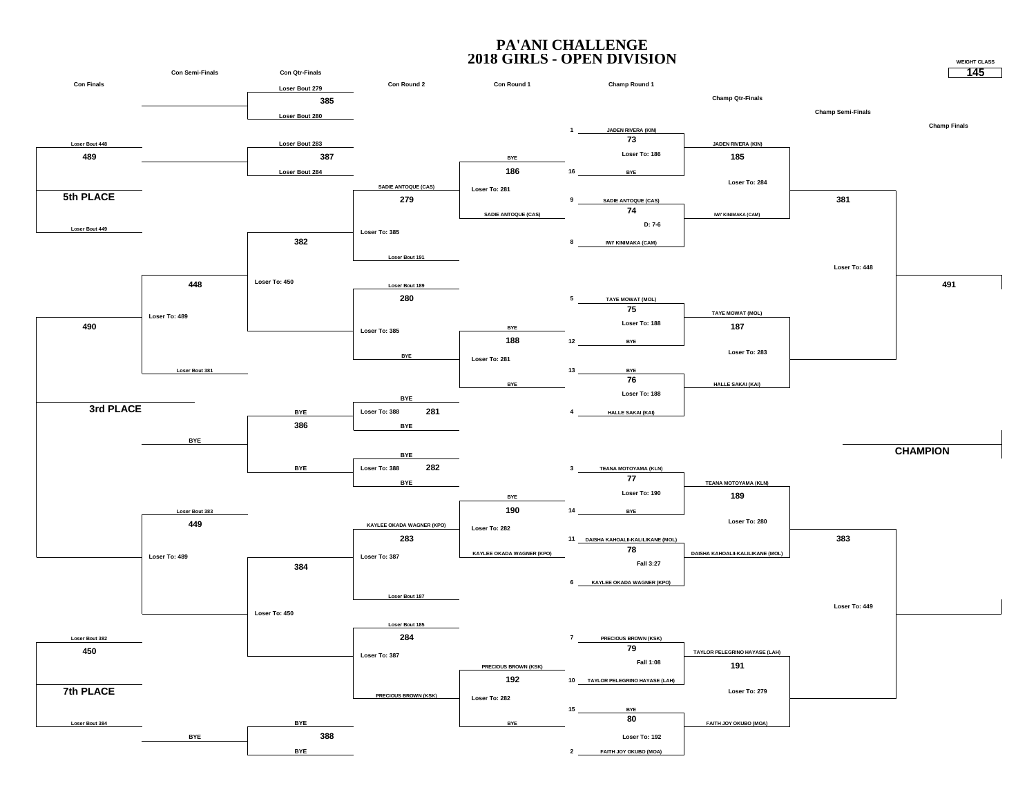# PA'ANI CHALLENGE
## 2018 GIRLS - OPEN DIVISION

**WEIGHT CLASS**
**145**

### Championship Bracket

**Champ Round 1**

| Seed | Wrestler | Bout | Result |
|---|---|---|---|
| 1 | JADEN RIVERA (KIN) | 73 | Loser To: 186 |
| 16 | BYE | | |
| 9 | SADIE ANTOQUE (CAS) | 74 | D: 7-6 |
| 8 | IWI' KINIMAKA (CAM) | | |
| 5 | TAYE MOWAT (MOL) | 75 | Loser To: 188 |
| 12 | BYE | | |
| 13 | BYE | 76 | Loser To: 188 |
| 4 | HALLE SAKAI (KAI) | | |
| 3 | TEANA MOTOYAMA (KLN) | 77 | Loser To: 190 |
| 14 | BYE | | |
| 11 | DAISHA KAHOALII-KALILIKANE (MOL) | 78 | Fall 3:27 |
| 6 | KAYLEE OKADA WAGNER (KPO) | | |
| 7 | PRECIOUS BROWN (KSK) | 79 | Fall 1:08 |
| 10 | TAYLOR PELEGRINO HAYASE (LAH) | | |
| 15 | BYE | 80 | Loser To: 192 |
| 2 | FAITH JOY OKUBO (MOA) | | |

**Champ Qtr-Finals**

| Bout | Wrestlers | Result |
|---|---|---|
| 185 | JADEN RIVERA (KIN) vs IWI' KINIMAKA (CAM) | Loser To: 284 |
| 187 | TAYE MOWAT (MOL) vs HALLE SAKAI (KAI) | Loser To: 283 |
| 189 | TEANA MOTOYAMA (KLN) vs DAISHA KAHOALII-KALILIKANE (MOL) | Loser To: 280 |
| 191 | TAYLOR PELEGRINO HAYASE (LAH) vs FAITH JOY OKUBO (MOA) | Loser To: 279 |

**Champ Semi-Finals**

| Bout | Result |
|---|---|
| 381 | Loser To: 448 |
| 383 | Loser To: 449 |

**Champ Finals**

| Bout |
|---|
| 491 |

**CHAMPION**

### Consolation Bracket

**Con Round 1**

| Bout | Wrestlers | Result |
|---|---|---|
| 186 | BYE vs SADIE ANTOQUE (CAS) | Loser To: 281 |
| 188 | BYE vs BYE | Loser To: 281 |
| 190 | BYE vs KAYLEE OKADA WAGNER (KPO) | Loser To: 282 |
| 192 | PRECIOUS BROWN (KSK) vs BYE | Loser To: 282 |

**Con Round 2**

| Bout | Wrestlers | Result |
|---|---|---|
| 279 | SADIE ANTOQUE (CAS) vs Loser Bout 191 | Loser To: 385 |
| 280 | Loser Bout 189 vs BYE | Loser To: 385 |
| 281 | BYE vs BYE | Loser To: 388 |
| 282 | BYE vs BYE | Loser To: 388 |
| 283 | KAYLEE OKADA WAGNER (KPO) vs Loser Bout 187 | Loser To: 387 |
| 284 | Loser Bout 185 vs PRECIOUS BROWN (KSK) | Loser To: 387 |

**Con Qtr-Finals**

| Bout | Wrestlers | Result |
|---|---|---|
| 385 | Loser Bout 279 vs Loser Bout 280 | |
| 387 | Loser Bout 283 vs Loser Bout 284 | |
| 382 | | Loser To: 450 |
| 386 | BYE vs BYE | |
| 384 | | Loser To: 450 |
| 388 | BYE vs BYE | |

**Con Semi-Finals**

| Bout | Wrestlers | Result |
|---|---|---|
| 448 | Loser Bout 381 | Loser To: 489 |
| 449 | Loser Bout 383 | Loser To: 489 |

BYE

BYE

**Con Finals**

| Bout | Wrestlers | Placement |
|---|---|---|
| 489 | Loser Bout 448 vs Loser Bout 449 | 5th PLACE |
| 490 | | 3rd PLACE |
| 450 | Loser Bout 382 vs Loser Bout 384 | 7th PLACE |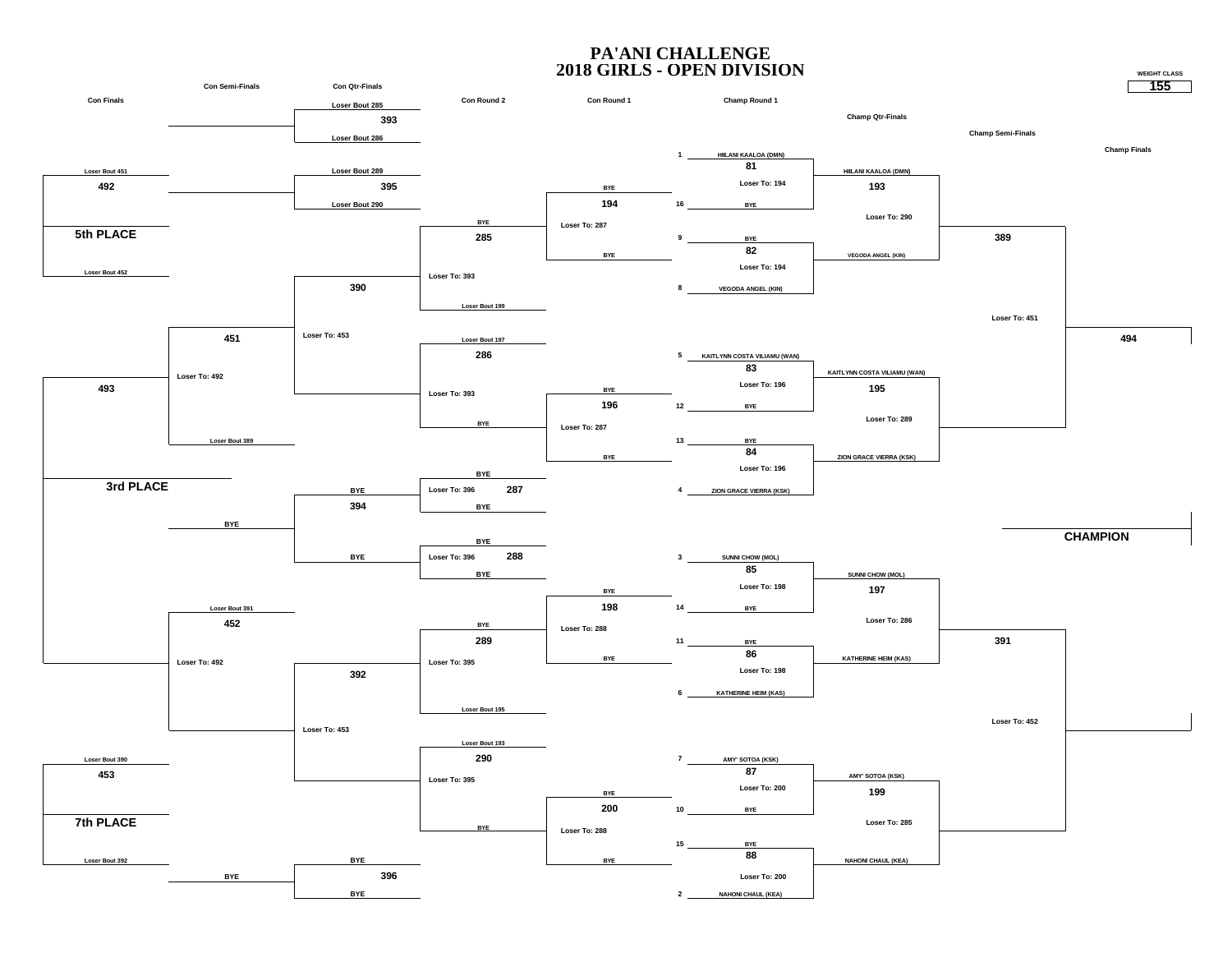# PA'ANI CHALLENGE
## 2018 GIRLS - OPEN DIVISION

WEIGHT CLASS: **155**

### Champ Round 1

| Seed | Wrestler | Bout | Loser To |
|---|---|---|---|
| 1 | HIILANI KAALOA (DMN) | 81 | Loser To: 194 |
| 16 | BYE | | |
| 9 | BYE | 82 | Loser To: 194 |
| 8 | VEGODA ANGEL (KIN) | | |
| 5 | KAITLYNN COSTA VILIAMU (WAN) | 83 | Loser To: 196 |
| 12 | BYE | | |
| 13 | BYE | 84 | Loser To: 196 |
| 4 | ZION GRACE VIERRA (KSK) | | |
| 3 | SUNNI CHOW (MOL) | 85 | Loser To: 198 |
| 14 | BYE | | |
| 11 | BYE | 86 | Loser To: 198 |
| 6 | KATHERINE HEIM (KAS) | | |
| 7 | AMY' SOTOA (KSK) | 87 | Loser To: 200 |
| 10 | BYE | | |
| 15 | BYE | 88 | Loser To: 200 |
| 2 | NAHONI CHAUL (KEA) | | |

### Champ Qtr-Finals

| Bout | Wrestlers | Loser To |
|---|---|---|
| 193 | HIILANI KAALOA (DMN) vs VEGODA ANGEL (KIN) | Loser To: 290 |
| 195 | KAITLYNN COSTA VILIAMU (WAN) vs ZION GRACE VIERRA (KSK) | Loser To: 289 |
| 197 | SUNNI CHOW (MOL) vs KATHERINE HEIM (KAS) | Loser To: 286 |
| 199 | AMY' SOTOA (KSK) vs NAHONI CHAUL (KEA) | Loser To: 285 |

### Champ Semi-Finals

| Bout | Loser To |
|---|---|
| 389 | Loser To: 451 |
| 391 | Loser To: 452 |

### Champ Finals

494

CHAMPION

### Con Round 1

| Bout | Wrestlers | Loser To |
|---|---|---|
| 194 | BYE vs BYE | Loser To: 287 |
| 196 | BYE vs BYE | Loser To: 287 |
| 198 | BYE vs BYE | Loser To: 288 |
| 200 | BYE vs BYE | Loser To: 288 |

### Con Round 2

| Bout | Wrestlers | Loser To |
|---|---|---|
| 285 | BYE vs Loser Bout 199 | Loser To: 393 |
| 286 | Loser Bout 197 vs BYE | Loser To: 393 |
| 287 | BYE vs BYE | Loser To: 396 |
| 288 | BYE vs BYE | Loser To: 396 |
| 289 | BYE vs Loser Bout 195 | Loser To: 395 |
| 290 | Loser Bout 193 vs BYE | Loser To: 395 |

### Con Qtr-Finals

| Bout | Wrestlers | Loser To |
|---|---|---|
| 393 | Loser Bout 285 vs Loser Bout 286 | |
| 395 | Loser Bout 289 vs Loser Bout 290 | |
| 390 | | Loser To: 453 |
| 394 | BYE vs BYE | |
| 392 | | Loser To: 453 |
| 396 | BYE vs BYE | |

### Con Semi-Finals

| Bout | Wrestlers | Loser To |
|---|---|---|
| 451 | vs Loser Bout 389 | Loser To: 492 |
| 452 | Loser Bout 391 vs | Loser To: 492 |

### Con Finals

| Bout | Wrestlers | Place |
|---|---|---|
| 492 | Loser Bout 451 vs Loser Bout 452 | 5th PLACE |
| 493 | | 3rd PLACE |
| 453 | Loser Bout 390 vs Loser Bout 392 | 7th PLACE |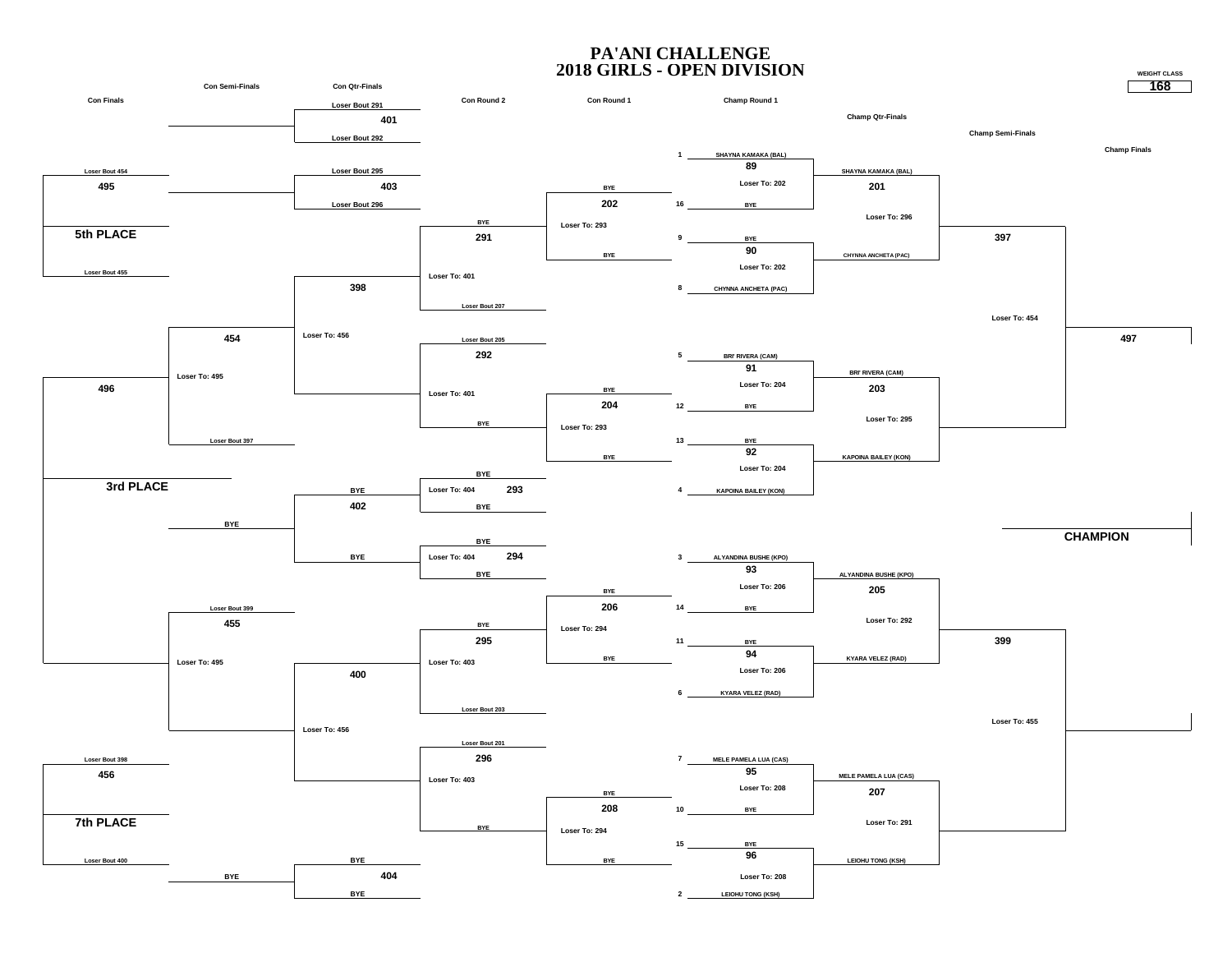# PA'ANI CHALLENGE
## 2018 GIRLS - OPEN DIVISION

**WEIGHT CLASS: 168**

### Champ Round 1

| Bout | Seed | Wrestler | Loser To |
|---|---|---|---|
| 89 | 1 | SHAYNA KAMAKA (BAL) | Loser To: 202 |
| | 16 | BYE | |
| 90 | 9 | BYE | Loser To: 202 |
| | 8 | CHYNNA ANCHETA (PAC) | |
| 91 | 5 | BRI' RIVERA (CAM) | Loser To: 204 |
| | 12 | BYE | |
| 92 | 13 | BYE | Loser To: 204 |
| | 4 | KAPOINA BAILEY (KON) | |
| 93 | 3 | ALYANDINA BUSHE (KPO) | Loser To: 206 |
| | 14 | BYE | |
| 94 | 11 | BYE | Loser To: 206 |
| | 6 | KYARA VELEZ (RAD) | |
| 95 | 7 | MELE PAMELA LUA (CAS) | Loser To: 208 |
| | 10 | BYE | |
| 96 | 15 | BYE | Loser To: 208 |
| | 2 | LEIOHU TONG (KSH) | |

### Champ Qtr-Finals

| Bout | Wrestlers | Loser To |
|---|---|---|
| 201 | SHAYNA KAMAKA (BAL) vs CHYNNA ANCHETA (PAC) | Loser To: 296 |
| 203 | BRI' RIVERA (CAM) vs KAPOINA BAILEY (KON) | Loser To: 295 |
| 205 | ALYANDINA BUSHE (KPO) vs KYARA VELEZ (RAD) | Loser To: 292 |
| 207 | MELE PAMELA LUA (CAS) vs LEIOHU TONG (KSH) | Loser To: 291 |

### Champ Semi-Finals

| Bout | Loser To |
|---|---|
| 397 | Loser To: 454 |
| 399 | Loser To: 455 |

### Champ Finals

| Bout |
|---|
| 497 |

**CHAMPION**

### Con Round 1

| Bout | Wrestlers | Loser To |
|---|---|---|
| 202 | BYE vs BYE | Loser To: 293 |
| 204 | BYE vs BYE | Loser To: 293 |
| 206 | BYE vs BYE | Loser To: 294 |
| 208 | BYE vs BYE | Loser To: 294 |

### Con Round 2

| Bout | Wrestlers | Loser To |
|---|---|---|
| 291 | BYE vs Loser Bout 207 | Loser To: 401 |
| 292 | Loser Bout 205 vs BYE | Loser To: 401 |
| 293 | BYE vs BYE | Loser To: 404 |
| 294 | BYE vs BYE | Loser To: 404 |
| 295 | BYE vs Loser Bout 203 | Loser To: 403 |
| 296 | Loser Bout 201 vs BYE | Loser To: 403 |

### Con Qtr-Finals

| Bout | Wrestlers | Loser To |
|---|---|---|
| 401 | Loser Bout 291 vs Loser Bout 292 | |
| 403 | Loser Bout 295 vs Loser Bout 296 | |
| 398 | | Loser To: 456 |
| 402 | BYE vs BYE | |
| 400 | | Loser To: 456 |
| 404 | BYE vs BYE | |

### Con Semi-Finals

| Bout | Wrestlers | Loser To |
|---|---|---|
| 454 | Loser Bout 397 | Loser To: 495 |
| 455 | Loser Bout 399 | Loser To: 495 |

BYE

BYE

### Con Finals

| Bout | Wrestlers | Place |
|---|---|---|
| 495 | Loser Bout 454 vs Loser Bout 455 | 5th PLACE |
| 496 | | 3rd PLACE |
| 456 | Loser Bout 398 vs Loser Bout 400 | 7th PLACE |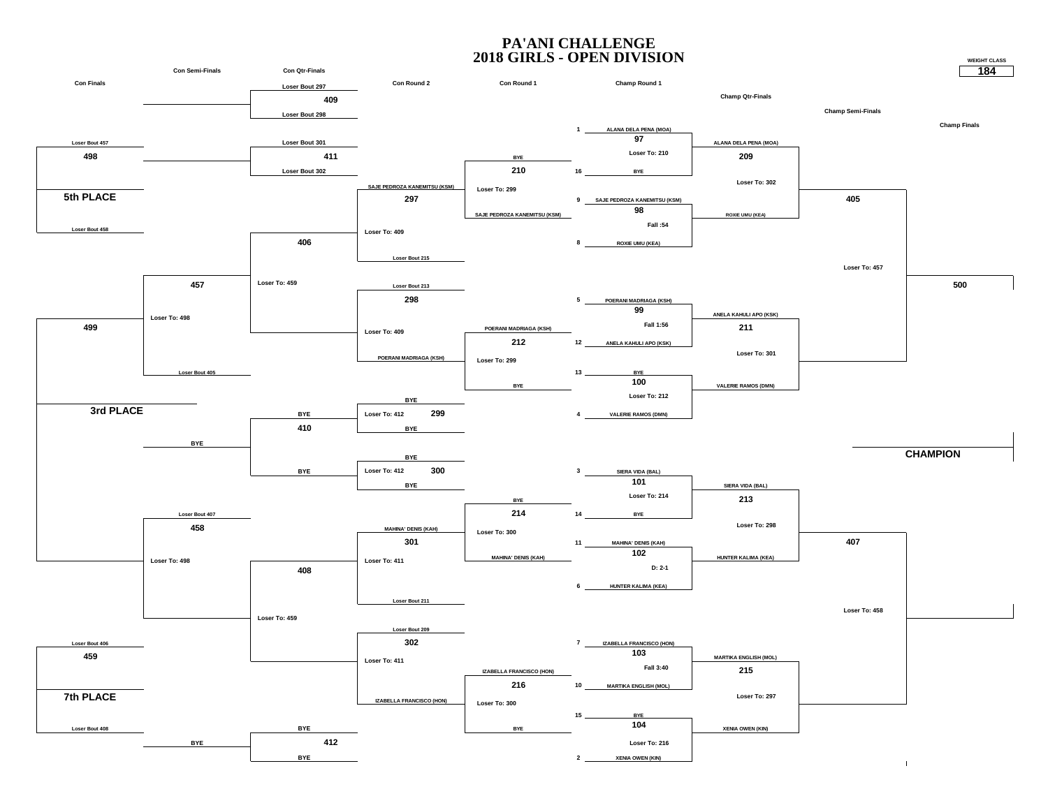# PA'ANI CHALLENGE
## 2018 GIRLS - OPEN DIVISION

WEIGHT CLASS **184**

### Championship Bracket

**Champ Round 1**

| Bout | Seed | Wrestler | Result |
|---|---|---|---|
| 97 | 1 | ALANA DELA PENA (MOA) | |
| | 16 | BYE | Loser To: 210 |
| 98 | 9 | SAJE PEDROZA KANEMITSU (KSM) | |
| | 8 | ROXIE UMU (KEA) | Fall :54 |
| 99 | 5 | POERANI MADRIAGA (KSH) | |
| | 12 | ANELA KAHULI APO (KSK) | Fall 1:56 |
| 100 | 13 | BYE | Loser To: 212 |
| | 4 | VALERIE RAMOS (DMN) | |
| 101 | 3 | SIERA VIDA (BAL) | |
| | 14 | BYE | Loser To: 214 |
| 102 | 11 | MAHINA' DENIS (KAH) | |
| | 6 | HUNTER KALIMA (KEA) | D: 2-1 |
| 103 | 7 | IZABELLA FRANCISCO (HON) | |
| | 10 | MARTIKA ENGLISH (MOL) | Fall 3:40 |
| 104 | 15 | BYE | Loser To: 216 |
| | 2 | XENIA OWEN (KIN) | |

**Champ Qtr-Finals**

| Bout | Wrestlers | Result |
|---|---|---|
| 209 | ALANA DELA PENA (MOA) vs ROXIE UMU (KEA) | Loser To: 302 |
| 211 | ANELA KAHULI APO (KSK) vs VALERIE RAMOS (DMN) | Loser To: 301 |
| 213 | SIERA VIDA (BAL) vs HUNTER KALIMA (KEA) | Loser To: 298 |
| 215 | MARTIKA ENGLISH (MOL) vs XENIA OWEN (KIN) | Loser To: 297 |

**Champ Semi-Finals**

| Bout | Result |
|---|---|
| 405 | Loser To: 457 |
| 407 | Loser To: 458 |

**Champ Finals**

| Bout | |
|---|---|
| 500 | CHAMPION |

### Consolation Bracket

**Con Round 1**

| Bout | Wrestlers | Result |
|---|---|---|
| 210 | BYE vs SAJE PEDROZA KANEMITSU (KSM) | Loser To: 299 |
| 212 | POERANI MADRIAGA (KSH) vs BYE | Loser To: 299 |
| 214 | BYE vs MAHINA' DENIS (KAH) | Loser To: 300 |
| 216 | IZABELLA FRANCISCO (HON) vs BYE | Loser To: 300 |

**Con Round 2**

| Bout | Wrestlers | Result |
|---|---|---|
| 297 | SAJE PEDROZA KANEMITSU (KSM) vs Loser Bout 215 | Loser To: 409 |
| 298 | Loser Bout 213 vs POERANI MADRIAGA (KSH) | Loser To: 409 |
| 299 | BYE vs BYE | Loser To: 412 |
| 300 | BYE vs BYE | Loser To: 412 |
| 301 | MAHINA' DENIS (KAH) vs Loser Bout 211 | Loser To: 411 |
| 302 | Loser Bout 209 vs IZABELLA FRANCISCO (HON) | Loser To: 411 |

**Con Qtr-Finals**

| Bout | Wrestlers | Result |
|---|---|---|
| 409 | Loser Bout 297 vs Loser Bout 298 | |
| 411 | Loser Bout 301 vs Loser Bout 302 | |
| 406 | | Loser To: 459 |
| 410 | BYE vs BYE | |
| 408 | | Loser To: 459 |
| 412 | BYE vs BYE | |

**Con Semi-Finals**

| Bout | Wrestlers | Result |
|---|---|---|
| 457 | Loser Bout 405 | Loser To: 498 |
| 458 | Loser Bout 407 | Loser To: 498 |
| | BYE | |
| | BYE | |

**Con Finals**

| Bout | Wrestlers | |
|---|---|---|
| 498 | Loser Bout 457 vs Loser Bout 458 | 5th PLACE |
| 499 | | 3rd PLACE |
| 459 | Loser Bout 406 vs Loser Bout 408 | 7th PLACE |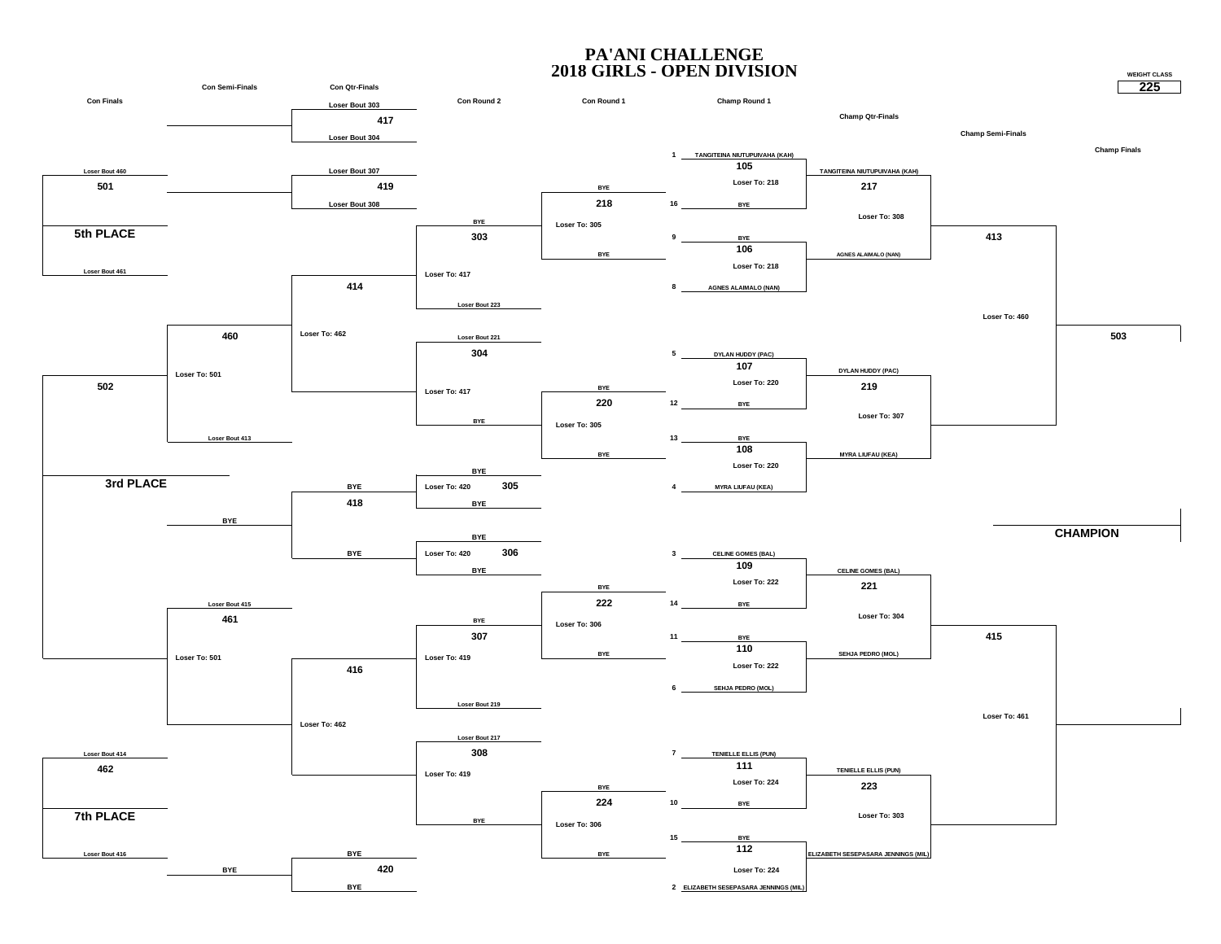# PA'ANI CHALLENGE
# 2018 GIRLS - OPEN DIVISION

WEIGHT CLASS
**225**

Con Finals | Con Semi-Finals | Con Qtr-Finals | Con Round 2 | Con Round 1 | Champ Round 1 | Champ Qtr-Finals | Champ Semi-Finals | Champ Finals

## Championship Bracket

**Champ Round 1**

- 105: 1 TANGITEINA NIUTUPUIVAHA (KAH) vs 16 BYE — Loser To: 218
- 106: 9 BYE vs 8 AGNES ALAIMALO (NAN) — Loser To: 218
- 107: 5 DYLAN HUDDY (PAC) vs 12 BYE — Loser To: 220
- 108: 13 BYE vs 4 MYRA LIUFAU (KEA) — Loser To: 220
- 109: 3 CELINE GOMES (BAL) vs 14 BYE — Loser To: 222
- 110: 11 BYE vs 6 SEHJA PEDRO (MOL) — Loser To: 222
- 111: 7 TENIELLE ELLIS (PUN) vs 10 BYE — Loser To: 224
- 112: 15 BYE vs 2 ELIZABETH SESEPASARA JENNINGS (MIL) — Loser To: 224

**Champ Qtr-Finals**

- 217: TANGITEINA NIUTUPUIVAHA (KAH) vs AGNES ALAIMALO (NAN) — Loser To: 308
- 219: DYLAN HUDDY (PAC) vs MYRA LIUFAU (KEA) — Loser To: 307
- 221: CELINE GOMES (BAL) vs SEHJA PEDRO (MOL) — Loser To: 304
- 223: TENIELLE ELLIS (PUN) vs ELIZABETH SESEPASARA JENNINGS (MIL) — Loser To: 303

**Champ Semi-Finals**

- 413 — Loser To: 460
- 415 — Loser To: 461

**Champ Finals**

- 503

**CHAMPION**

## Consolation Bracket

**Con Round 1**

- 218: BYE vs BYE — Loser To: 305
- 220: BYE vs BYE — Loser To: 305
- 222: BYE vs BYE — Loser To: 306
- 224: BYE vs BYE — Loser To: 306

**Con Round 2**

- 303: BYE vs Loser Bout 223 — Loser To: 417
- 304: Loser Bout 221 vs BYE — Loser To: 417
- 305: BYE vs BYE — Loser To: 420
- 306: BYE vs BYE — Loser To: 420
- 307: BYE vs Loser Bout 219 — Loser To: 419
- 308: Loser Bout 217 vs BYE — Loser To: 419

**Con Qtr-Finals**

- 417: Loser Bout 303 vs Loser Bout 304
- 419: Loser Bout 307 vs Loser Bout 308
- 414 — Loser To: 462
- 418: BYE vs BYE
- 416 — Loser To: 462
- 420: BYE vs BYE

**Con Semi-Finals**

- 460: Loser Bout 413 — Loser To: 501
- 461: Loser Bout 415 — Loser To: 501
- BYE
- BYE

**Con Finals**

- 501: Loser Bout 460 vs Loser Bout 461 — **5th PLACE**
- 502 — **3rd PLACE**
- 462: Loser Bout 414 vs Loser Bout 416 — **7th PLACE**